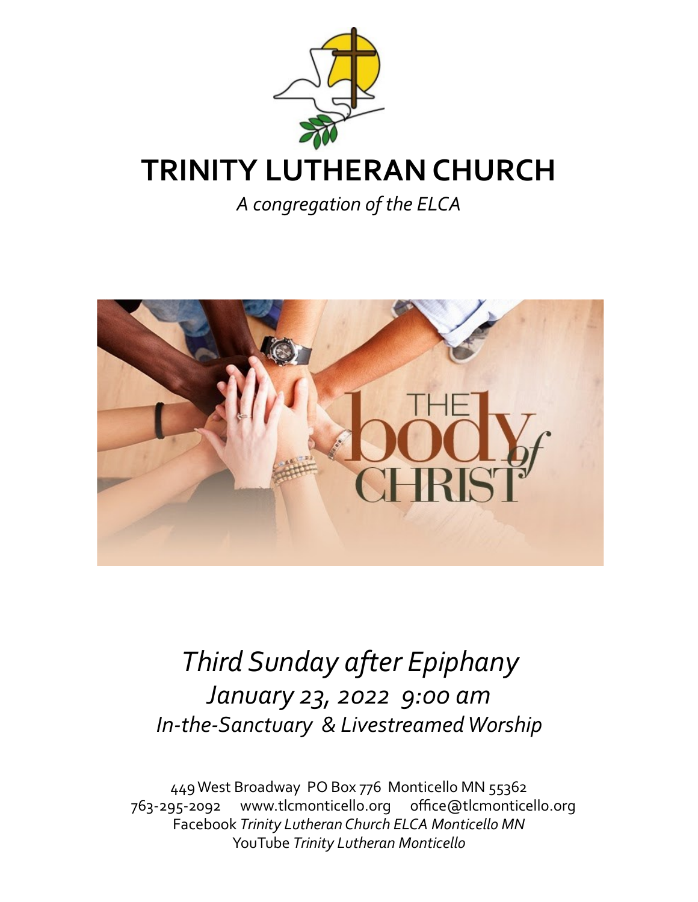# TRINITY LUTHERAN CHURCH

*A congregation of the ELCA*

*Third Sunday after Epiphany*

*January 23, 2022 9:00 am*

*In-the-Sanctuary & Livestreamed Worship*

449 West Broadway PO Box 776 Monticello MN 55362
763-295-2092 www.tlcmonticello.org office@tlcmonticello.org
Facebook *Trinity Lutheran Church ELCA Monticello MN*
YouTube *Trinity Lutheran Monticello*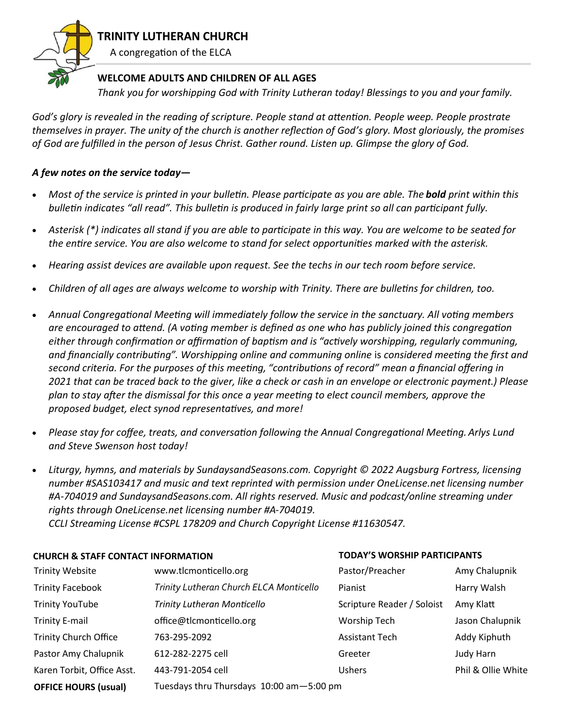# TRINITY LUTHERAN CHURCH

A congregation of the ELCA

**WELCOME ADULTS AND CHILDREN OF ALL AGES**

*Thank you for worshipping God with Trinity Lutheran today! Blessings to you and your family.*

*God's glory is revealed in the reading of scripture. People stand at attention. People weep. People prostrate themselves in prayer. The unity of the church is another reflection of God's glory. Most gloriously, the promises of God are fulfilled in the person of Jesus Christ. Gather round. Listen up. Glimpse the glory of God.*

***A few notes on the service today—***

- *Most of the service is printed in your bulletin. Please participate as you are able. The **bold** print within this bulletin indicates "all read". This bulletin is produced in fairly large print so all can participant fully.*
- *Asterisk (*) indicates all stand if you are able to participate in this way. You are welcome to be seated for the entire service. You are also welcome to stand for select opportunities marked with the asterisk.*
- *Hearing assist devices are available upon request. See the techs in our tech room before service.*
- *Children of all ages are always welcome to worship with Trinity. There are bulletins for children, too.*
- *Annual Congregational Meeting will immediately follow the service in the sanctuary. All voting members are encouraged to attend. (A voting member is defined as one who has publicly joined this congregation either through confirmation or affirmation of baptism and is "actively worshipping, regularly communing, and financially contributing". Worshipping online and communing online* is *considered meeting the first and second criteria. For the purposes of this meeting, "contributions of record" mean a financial offering in 2021 that can be traced back to the giver, like a check or cash in an envelope or electronic payment.) Please plan to stay after the dismissal for this once a year meeting to elect council members, approve the proposed budget, elect synod representatives, and more!*
- *Please stay for coffee, treats, and conversation following the Annual Congregational Meeting. Arlys Lund and Steve Swenson host today!*
- *Liturgy, hymns, and materials by SundaysandSeasons.com. Copyright © 2022 Augsburg Fortress, licensing number #SAS103417 and music and text reprinted with permission under OneLicense.net licensing number #A-704019 and SundaysandSeasons.com. All rights reserved. Music and podcast/online streaming under rights through OneLicense.net licensing number #A-704019.*
  *CCLI Streaming License #CSPL 178209 and Church Copyright License #11630547.*

**CHURCH & STAFF CONTACT INFORMATION**

| | |
|---|---|
| Trinity Website | www.tlcmonticello.org |
| Trinity Facebook | *Trinity Lutheran Church ELCA Monticello* |
| Trinity YouTube | *Trinity Lutheran Monticello* |
| Trinity E-mail | office@tlcmonticello.org |
| Trinity Church Office | 763-295-2092 |
| Pastor Amy Chalupnik | 612-282-2275 cell |
| Karen Torbit, Office Asst. | 443-791-2054 cell |
| **OFFICE HOURS (usual)** | Tuesdays thru Thursdays 10:00 am—5:00 pm |

**TODAY'S WORSHIP PARTICIPANTS**

| | |
|---|---|
| Pastor/Preacher | Amy Chalupnik |
| Pianist | Harry Walsh |
| Scripture Reader / Soloist | Amy Klatt |
| Worship Tech | Jason Chalupnik |
| Assistant Tech | Addy Kiphuth |
| Greeter | Judy Harn |
| Ushers | Phil & Ollie White |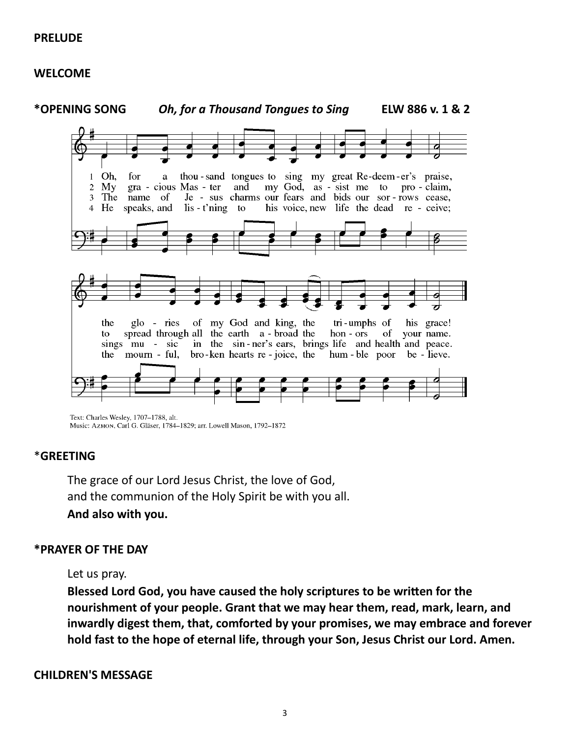**PRELUDE**

**WELCOME**

**\*OPENING SONG** *Oh, for a Thousand Tongues to Sing* **ELW 886 v. 1 & 2**

1 Oh, for a thou - sand tongues to sing my great Re-deem - er's praise, the glo - ries of my God and king, the tri - umphs of his grace!
2 My gra - cious Mas - ter and my God, as - sist me to pro - claim, to spread through all the earth a - broad the hon - ors of your name.
3 The name of Je - sus charms our fears and bids our sor - rows cease, sings mu - sic in the sin - ner's ears, brings life and health and peace.
4 He speaks, and lis - t'ning to his voice, new life the dead re - ceive; the mourn - ful, bro - ken hearts re - joice, the hum - ble poor be - lieve.

Text: Charles Wesley, 1707–1788, alt.
Music: AZMON, Carl G. Gläser, 1784–1829; arr. Lowell Mason, 1792–1872

**\*GREETING**

The grace of our Lord Jesus Christ, the love of God,
and the communion of the Holy Spirit be with you all.
**And also with you.**

**\*PRAYER OF THE DAY**

Let us pray.
**Blessed Lord God, you have caused the holy scriptures to be written for the nourishment of your people. Grant that we may hear them, read, mark, learn, and inwardly digest them, that, comforted by your promises, we may embrace and forever hold fast to the hope of eternal life, through your Son, Jesus Christ our Lord. Amen.**

**CHILDREN'S MESSAGE**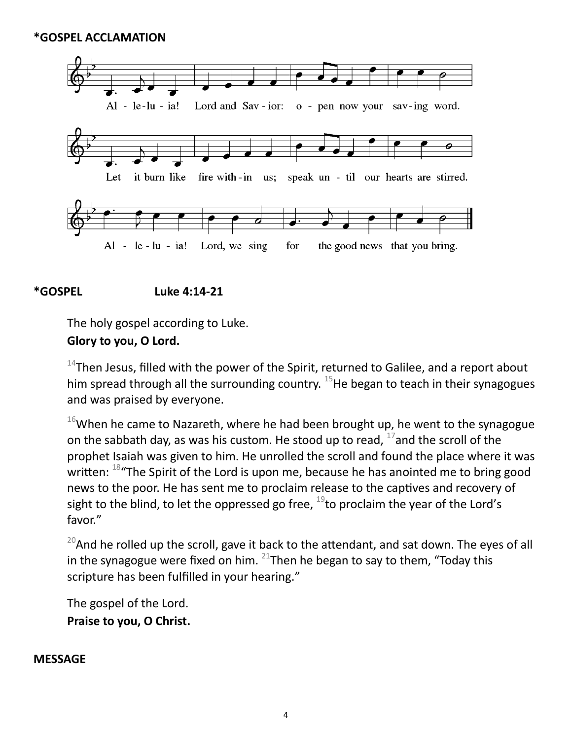**\*GOSPEL ACCLAMATION**

Al - le-lu - ia! Lord and Sav - ior: o - pen now your sav-ing word.

Let it burn like fire with - in us; speak un - til our hearts are stirred.

Al - le - lu - ia! Lord, we sing for the good news that you bring.

**\*GOSPEL Luke 4:14-21**

The holy gospel according to Luke.
**Glory to you, O Lord.**

[14]Then Jesus, filled with the power of the Spirit, returned to Galilee, and a report about him spread through all the surrounding country. [15]He began to teach in their synagogues and was praised by everyone.

[16]When he came to Nazareth, where he had been brought up, he went to the synagogue on the sabbath day, as was his custom. He stood up to read, [17]and the scroll of the prophet Isaiah was given to him. He unrolled the scroll and found the place where it was written: [18]"The Spirit of the Lord is upon me, because he has anointed me to bring good news to the poor. He has sent me to proclaim release to the captives and recovery of sight to the blind, to let the oppressed go free, [19]to proclaim the year of the Lord's favor."

[20]And he rolled up the scroll, gave it back to the attendant, and sat down. The eyes of all in the synagogue were fixed on him. [21]Then he began to say to them, "Today this scripture has been fulfilled in your hearing."

The gospel of the Lord.
**Praise to you, O Christ.**

**MESSAGE**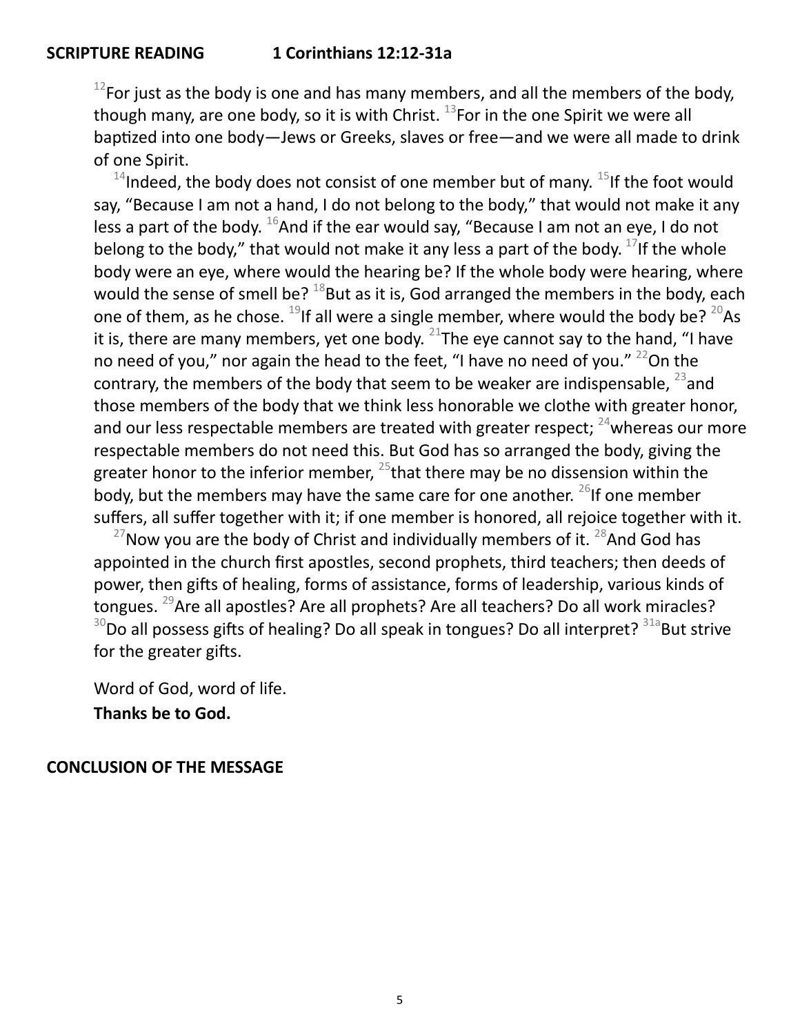**SCRIPTURE READING 1 Corinthians 12:12-31a**

[12]For just as the body is one and has many members, and all the members of the body, though many, are one body, so it is with Christ. [13]For in the one Spirit we were all baptized into one body—Jews or Greeks, slaves or free—and we were all made to drink of one Spirit.

[14]Indeed, the body does not consist of one member but of many. [15]If the foot would say, “Because I am not a hand, I do not belong to the body,” that would not make it any less a part of the body. [16]And if the ear would say, “Because I am not an eye, I do not belong to the body,” that would not make it any less a part of the body. [17]If the whole body were an eye, where would the hearing be? If the whole body were hearing, where would the sense of smell be? [18]But as it is, God arranged the members in the body, each one of them, as he chose. [19]If all were a single member, where would the body be? [20]As it is, there are many members, yet one body. [21]The eye cannot say to the hand, “I have no need of you,” nor again the head to the feet, “I have no need of you.” [22]On the contrary, the members of the body that seem to be weaker are indispensable, [23]and those members of the body that we think less honorable we clothe with greater honor, and our less respectable members are treated with greater respect; [24]whereas our more respectable members do not need this. But God has so arranged the body, giving the greater honor to the inferior member, [25]that there may be no dissension within the body, but the members may have the same care for one another. [26]If one member suffers, all suffer together with it; if one member is honored, all rejoice together with it.

[27]Now you are the body of Christ and individually members of it. [28]And God has appointed in the church first apostles, second prophets, third teachers; then deeds of power, then gifts of healing, forms of assistance, forms of leadership, various kinds of tongues. [29]Are all apostles? Are all prophets? Are all teachers? Do all work miracles? [30]Do all possess gifts of healing? Do all speak in tongues? Do all interpret? [31a]But strive for the greater gifts.

Word of God, word of life.
**Thanks be to God.**

**CONCLUSION OF THE MESSAGE**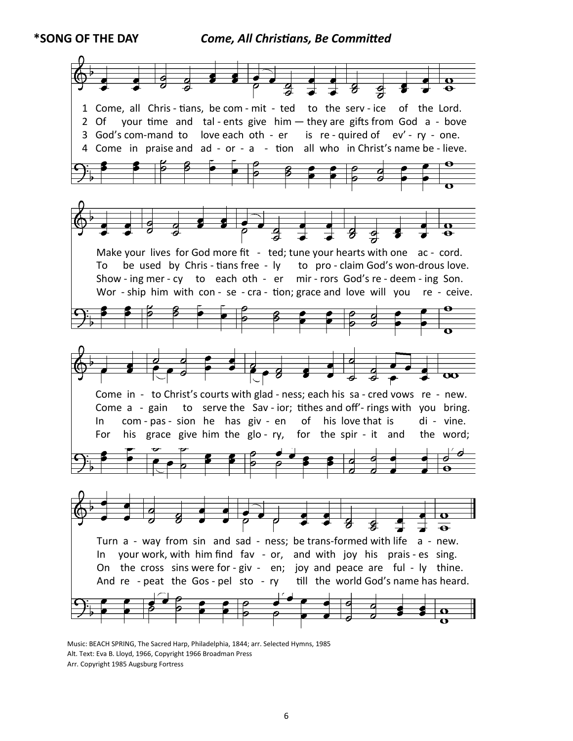**\*SONG OF THE DAY** *Come, All Christians, Be Committed*

1 Come, all Christians, be committed to the service of the Lord.
Make your lives for God more fitted; tune your hearts with one accord.
Come into Christ's courts with gladness; each his sacred vows renew.
Turn away from sin and sadness; be transformed with life anew.

2 Of your time and talents give him — they are gifts from God above
To be used by Christians freely to proclaim God's wondrous love.
Come again to serve the Savior; tithes and off'rings with you bring.
In your work, with him find favor, and with joy his praises sing.

3 God's command to love each other is required of ev'ryone.
Showing mercy to each other mirrors God's redeeming Son.
In compassion he has given of his love that is divine.
On the cross sins were forgiven; joy and peace are fully thine.

4 Come in praise and adoration all who in Christ's name believe.
Worship him with consecration; grace and love will you receive.
For his grace give him the glory, for the spirit and the word;
And repeat the Gospel story till the world God's name has heard.

Music: BEACH SPRING, The Sacred Harp, Philadelphia, 1844; arr. Selected Hymns, 1985
Alt. Text: Eva B. Lloyd, 1966, Copyright 1966 Broadman Press
Arr. Copyright 1985 Augsburg Fortress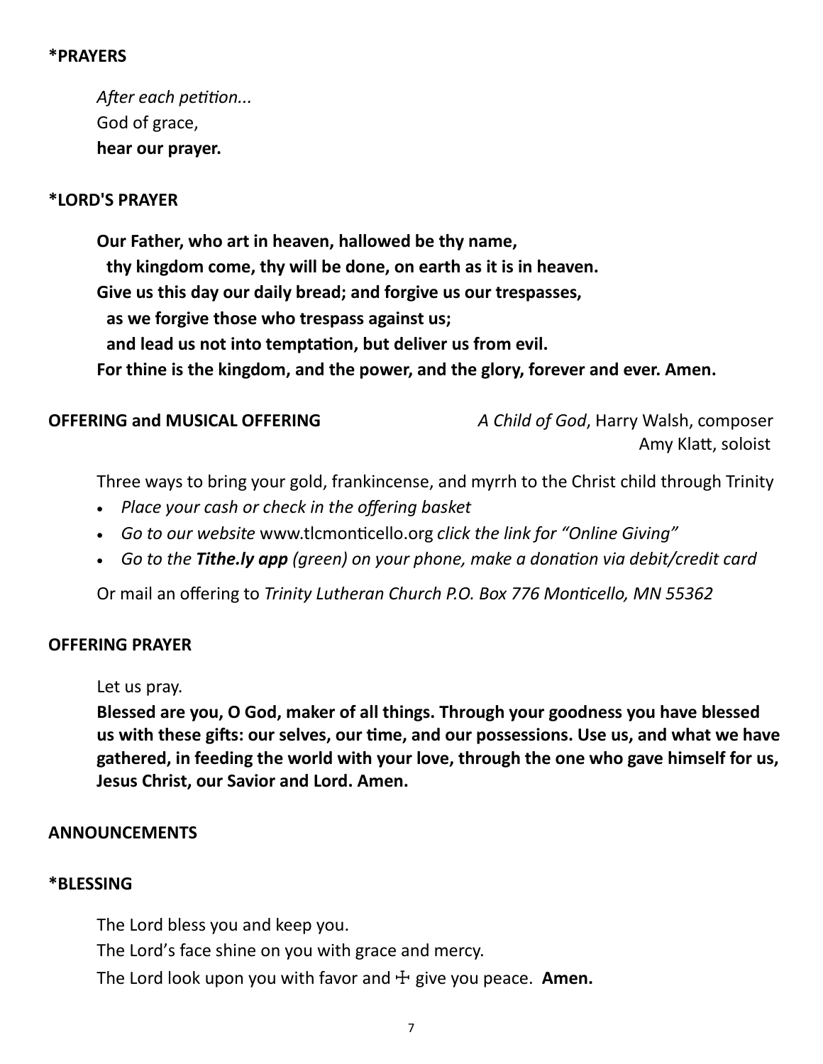**\*PRAYERS**

*After each petition...*
God of grace,
**hear our prayer.**

**\*LORD'S PRAYER**

**Our Father, who art in heaven, hallowed be thy name,**
**thy kingdom come, thy will be done, on earth as it is in heaven.**
**Give us this day our daily bread; and forgive us our trespasses,**
**as we forgive those who trespass against us;**
**and lead us not into temptation, but deliver us from evil.**
**For thine is the kingdom, and the power, and the glory, forever and ever. Amen.**

**OFFERING and MUSICAL OFFERING** *A Child of God*, Harry Walsh, composer
Amy Klatt, soloist

Three ways to bring your gold, frankincense, and myrrh to the Christ child through Trinity

- *Place your cash or check in the offering basket*
- *Go to our website* www.tlcmonticello.org *click the link for "Online Giving"*
- *Go to the **Tithe.ly app** (green) on your phone, make a donation via debit/credit card*

Or mail an offering to *Trinity Lutheran Church P.O. Box 776 Monticello, MN 55362*

**OFFERING PRAYER**

Let us pray.
**Blessed are you, O God, maker of all things. Through your goodness you have blessed us with these gifts: our selves, our time, and our possessions. Use us, and what we have gathered, in feeding the world with your love, through the one who gave himself for us, Jesus Christ, our Savior and Lord. Amen.**

**ANNOUNCEMENTS**

**\*BLESSING**

The Lord bless you and keep you.
The Lord's face shine on you with grace and mercy.
The Lord look upon you with favor and ☩ give you peace. **Amen.**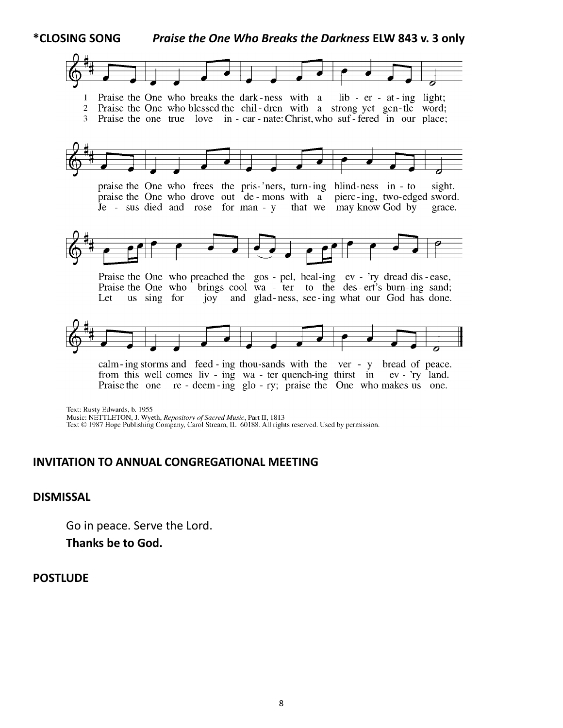**\*CLOSING SONG** ***Praise the One Who Breaks the Darkness*** **ELW 843 v. 3 only**

1 Praise the One who breaks the dark-ness with a lib - er - at - ing light;
2 Praise the One who blessed the chil - dren with a strong yet gen - tle word;
3 Praise the one true love in - car - nate: Christ, who suf - fered in our place;

praise the One who frees the pris-'ners, turn-ing blind-ness in - to sight.
praise the One who drove out de - mons with a pierc - ing, two-edged sword.
Je - sus died and rose for man - y that we may know God by grace.

Praise the One who preached the gos - pel, heal-ing ev - 'ry dread dis - ease,
Praise the One who brings cool wa - ter to the des - ert's burn - ing sand;
Let us sing for joy and glad - ness, see - ing what our God has done.

calm - ing storms and feed - ing thou-sands with the ver - y bread of peace.
from this well comes liv - ing wa - ter quench-ing thirst in ev - 'ry land.
Praise the one re - deem - ing glo - ry; praise the One who makes us one.

Text: Rusty Edwards, b. 1955
Music: NETTLETON, J. Wyeth, *Repository of Sacred Music*, Part II, 1813
Text © 1987 Hope Publishing Company, Carol Stream, IL 60188. All rights reserved. Used by permission.

**INVITATION TO ANNUAL CONGREGATIONAL MEETING**

**DISMISSAL**

Go in peace. Serve the Lord.
**Thanks be to God.**

**POSTLUDE**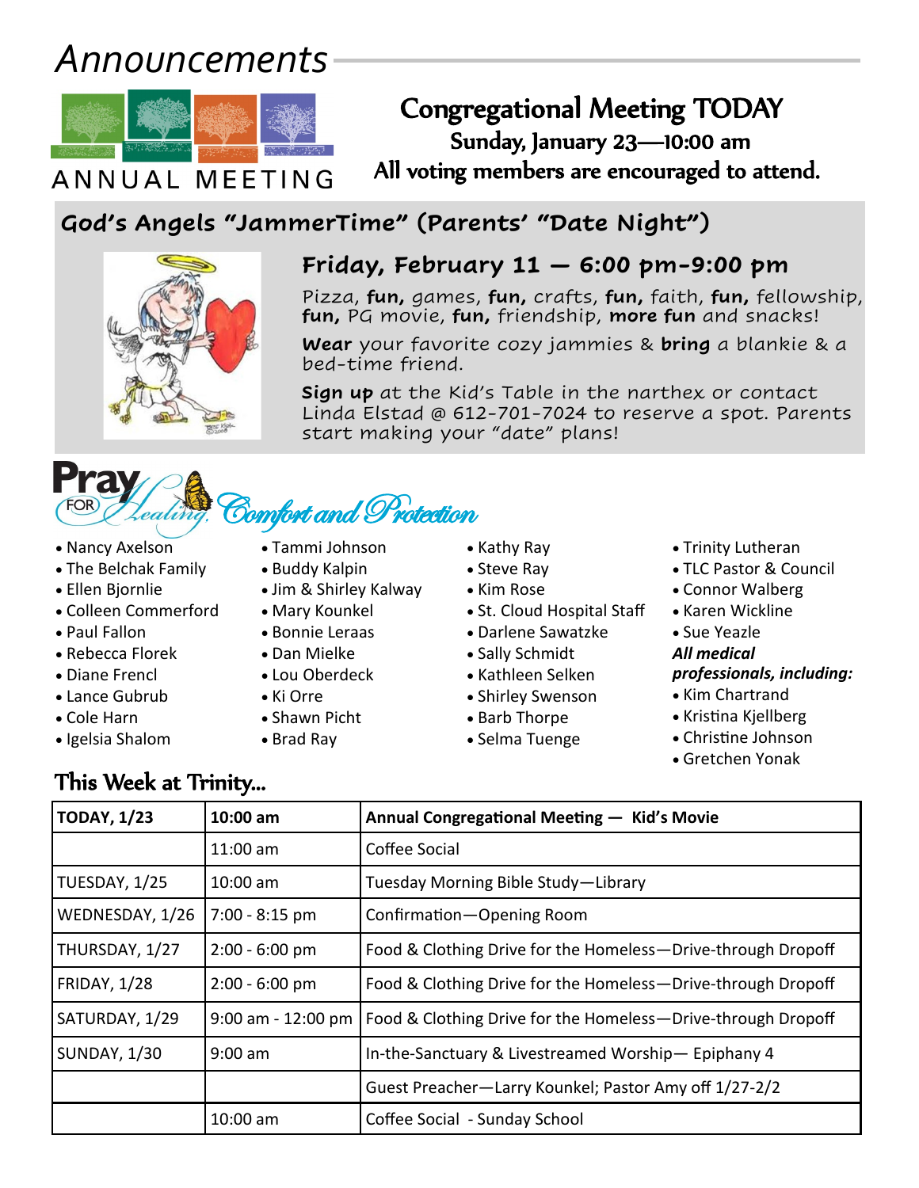# Announcements

ANNUAL MEETING

## Congregational Meeting TODAY

**Sunday, January 23—10:00 am**

**All voting members are encouraged to attend.**

## God's Angels "JammerTime" (Parents' "Date Night")

### Friday, February 11 — 6:00 pm-9:00 pm

Pizza, **fun,** games, **fun,** crafts, **fun,** faith, **fun,** fellowship, **fun,** PG movie, **fun,** friendship, **more fun** and snacks!

**Wear** your favorite cozy jammies & **bring** a blankie & a bed-time friend.

**Sign up** at the Kid's Table in the narthex or contact Linda Elstad @ 612-701-7024 to reserve a spot. Parents start making your "date" plans!

## Pray FOR Healing, Comfort and Protection

- Nancy Axelson
- The Belchak Family
- Ellen Bjornlie
- Colleen Commerford
- Paul Fallon
- Rebecca Florek
- Diane Frencl
- Lance Gubrub
- Cole Harn
- Igelsia Shalom
- Tammi Johnson
- Buddy Kalpin
- Jim & Shirley Kalway
- Mary Kounkel
- Bonnie Leraas
- Dan Mielke
- Lou Oberdeck
- Ki Orre
- Shawn Picht
- Brad Ray
- Kathy Ray
- Steve Ray
- Kim Rose
- St. Cloud Hospital Staff
- Darlene Sawatzke
- Sally Schmidt
- Kathleen Selken
- Shirley Swenson
- Barb Thorpe
- Selma Tuenge
- Trinity Lutheran
- TLC Pastor & Council
- Connor Walberg
- Karen Wickline
- Sue Yeazle

***All medical professionals, including:***

- Kim Chartrand
- Kristina Kjellberg
- Christine Johnson
- Gretchen Yonak

## This Week at Trinity…

| **TODAY, 1/23** | **10:00 am** | **Annual Congregational Meeting — Kid's Movie** |
|---|---|---|
| | 11:00 am | Coffee Social |
| TUESDAY, 1/25 | 10:00 am | Tuesday Morning Bible Study—Library |
| WEDNESDAY, 1/26 | 7:00 - 8:15 pm | Confirmation—Opening Room |
| THURSDAY, 1/27 | 2:00 - 6:00 pm | Food & Clothing Drive for the Homeless—Drive-through Dropoff |
| FRIDAY, 1/28 | 2:00 - 6:00 pm | Food & Clothing Drive for the Homeless—Drive-through Dropoff |
| SATURDAY, 1/29 | 9:00 am - 12:00 pm | Food & Clothing Drive for the Homeless—Drive-through Dropoff |
| SUNDAY, 1/30 | 9:00 am | In-the-Sanctuary & Livestreamed Worship— Epiphany 4 |
| | | Guest Preacher—Larry Kounkel; Pastor Amy off 1/27-2/2 |
| | 10:00 am | Coffee Social - Sunday School |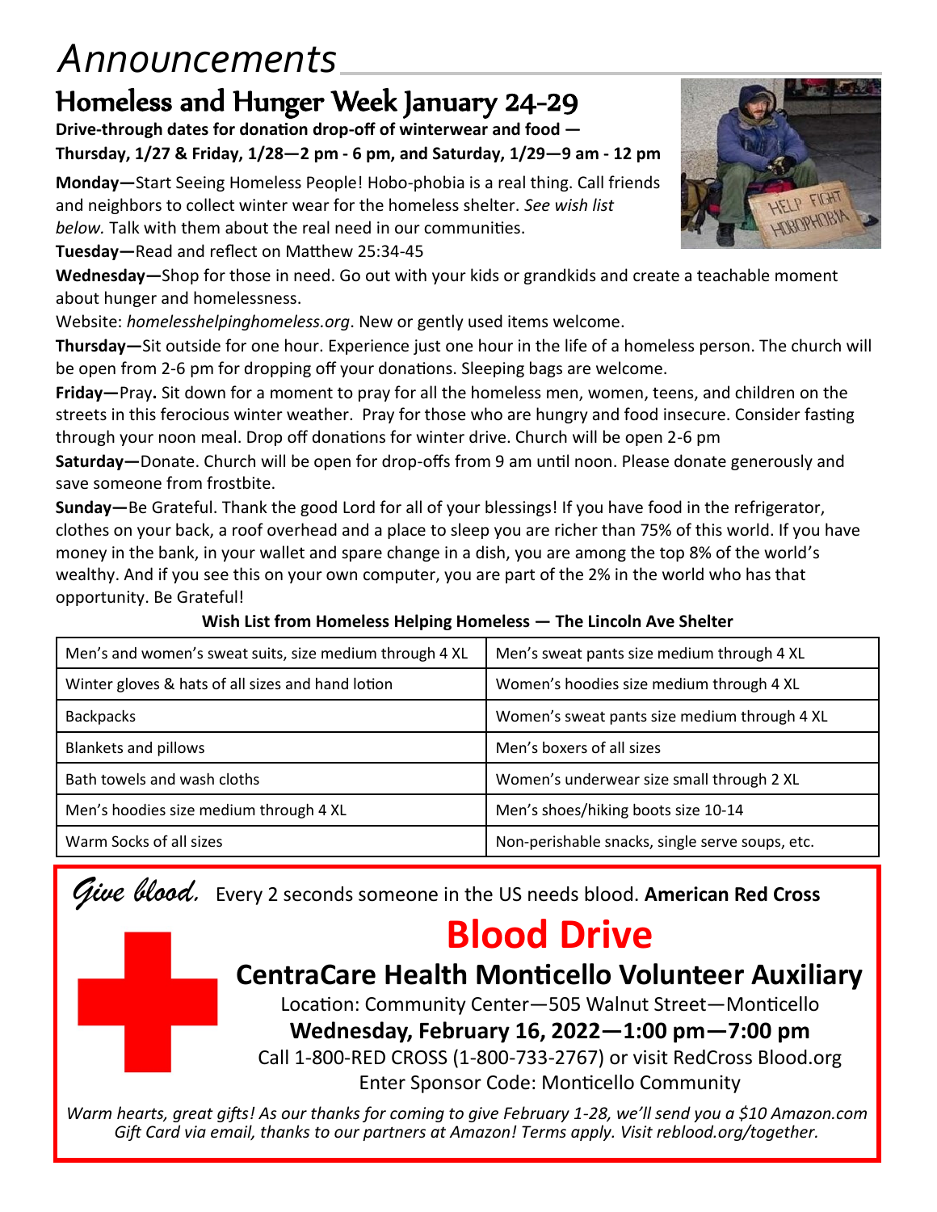# Announcements

## Homeless and Hunger Week January 24-29

**Drive-through dates for donation drop-off of winterwear and food — Thursday, 1/27 & Friday, 1/28—2 pm - 6 pm, and Saturday, 1/29—9 am - 12 pm**

**Monday—**Start Seeing Homeless People! Hobo-phobia is a real thing. Call friends and neighbors to collect winter wear for the homeless shelter. *See wish list below.* Talk with them about the real need in our communities.

**Tuesday—**Read and reflect on Matthew 25:34-45

**Wednesday—**Shop for those in need. Go out with your kids or grandkids and create a teachable moment about hunger and homelessness.

Website: *homelesshelpinghomeless.org*. New or gently used items welcome.

**Thursday—**Sit outside for one hour. Experience just one hour in the life of a homeless person. The church will be open from 2-6 pm for dropping off your donations. Sleeping bags are welcome.

**Friday—**Pray**.** Sit down for a moment to pray for all the homeless men, women, teens, and children on the streets in this ferocious winter weather. Pray for those who are hungry and food insecure. Consider fasting through your noon meal. Drop off donations for winter drive. Church will be open 2-6 pm

**Saturday—**Donate. Church will be open for drop-offs from 9 am until noon. Please donate generously and save someone from frostbite.

**Sunday—**Be Grateful. Thank the good Lord for all of your blessings! If you have food in the refrigerator, clothes on your back, a roof overhead and a place to sleep you are richer than 75% of this world. If you have money in the bank, in your wallet and spare change in a dish, you are among the top 8% of the world's wealthy. And if you see this on your own computer, you are part of the 2% in the world who has that opportunity. Be Grateful!

**Wish List from Homeless Helping Homeless — The Lincoln Ave Shelter**

| | |
|---|---|
| Men's and women's sweat suits, size medium through 4 XL | Men's sweat pants size medium through 4 XL |
| Winter gloves & hats of all sizes and hand lotion | Women's hoodies size medium through 4 XL |
| Backpacks | Women's sweat pants size medium through 4 XL |
| Blankets and pillows | Men's boxers of all sizes |
| Bath towels and wash cloths | Women's underwear size small through 2 XL |
| Men's hoodies size medium through 4 XL | Men's shoes/hiking boots size 10-14 |
| Warm Socks of all sizes | Non-perishable snacks, single serve soups, etc. |

*Give blood.* Every 2 seconds someone in the US needs blood. **American Red Cross**

## Blood Drive

### CentraCare Health Monticello Volunteer Auxiliary

Location: Community Center—505 Walnut Street—Monticello

**Wednesday, February 16, 2022—1:00 pm—7:00 pm**

Call 1-800-RED CROSS (1-800-733-2767) or visit RedCross Blood.org

Enter Sponsor Code: Monticello Community

*Warm hearts, great gifts! As our thanks for coming to give February 1-28, we'll send you a $10 Amazon.com Gift Card via email, thanks to our partners at Amazon! Terms apply. Visit reblood.org/together.*